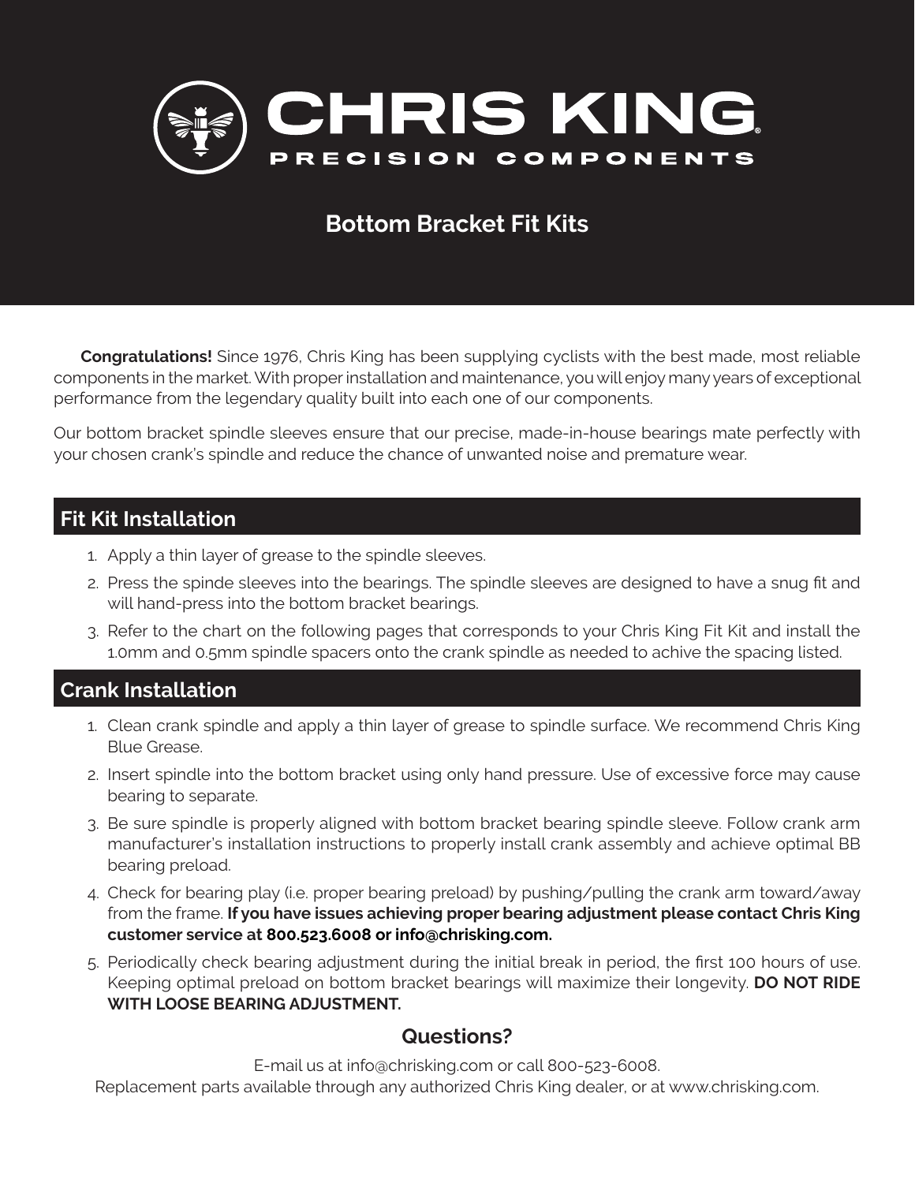# CHRIS KING

PRECISION COMPONENTS

## Bottom Bracket Fit Kits

**Congratulations!** Since 1976, Chris King has been supplying cyclists with the best made, most reliable components in the market. With proper installation and maintenance, you will enjoy many years of exceptional performance from the legendary quality built into each one of our components.

Our bottom bracket spindle sleeves ensure that our precise, made-in-house bearings mate perfectly with your chosen crank's spindle and reduce the chance of unwanted noise and premature wear.

## Fit Kit Installation

1. Apply a thin layer of grease to the spindle sleeves.
2. Press the spinde sleeves into the bearings. The spindle sleeves are designed to have a snug fit and will hand-press into the bottom bracket bearings.
3. Refer to the chart on the following pages that corresponds to your Chris King Fit Kit and install the 1.0mm and 0.5mm spindle spacers onto the crank spindle as needed to achive the spacing listed.

## Crank Installation

1. Clean crank spindle and apply a thin layer of grease to spindle surface. We recommend Chris King Blue Grease.
2. Insert spindle into the bottom bracket using only hand pressure. Use of excessive force may cause bearing to separate.
3. Be sure spindle is properly aligned with bottom bracket bearing spindle sleeve. Follow crank arm manufacturer's installation instructions to properly install crank assembly and achieve optimal BB bearing preload.
4. Check for bearing play (i.e. proper bearing preload) by pushing/pulling the crank arm toward/away from the frame. **If you have issues achieving proper bearing adjustment please contact Chris King customer service at 800.523.6008 or info@chrisking.com.**
5. Periodically check bearing adjustment during the initial break in period, the first 100 hours of use. Keeping optimal preload on bottom bracket bearings will maximize their longevity. **DO NOT RIDE WITH LOOSE BEARING ADJUSTMENT.**

### Questions?

E-mail us at info@chrisking.com or call 800-523-6008.
Replacement parts available through any authorized Chris King dealer, or at www.chrisking.com.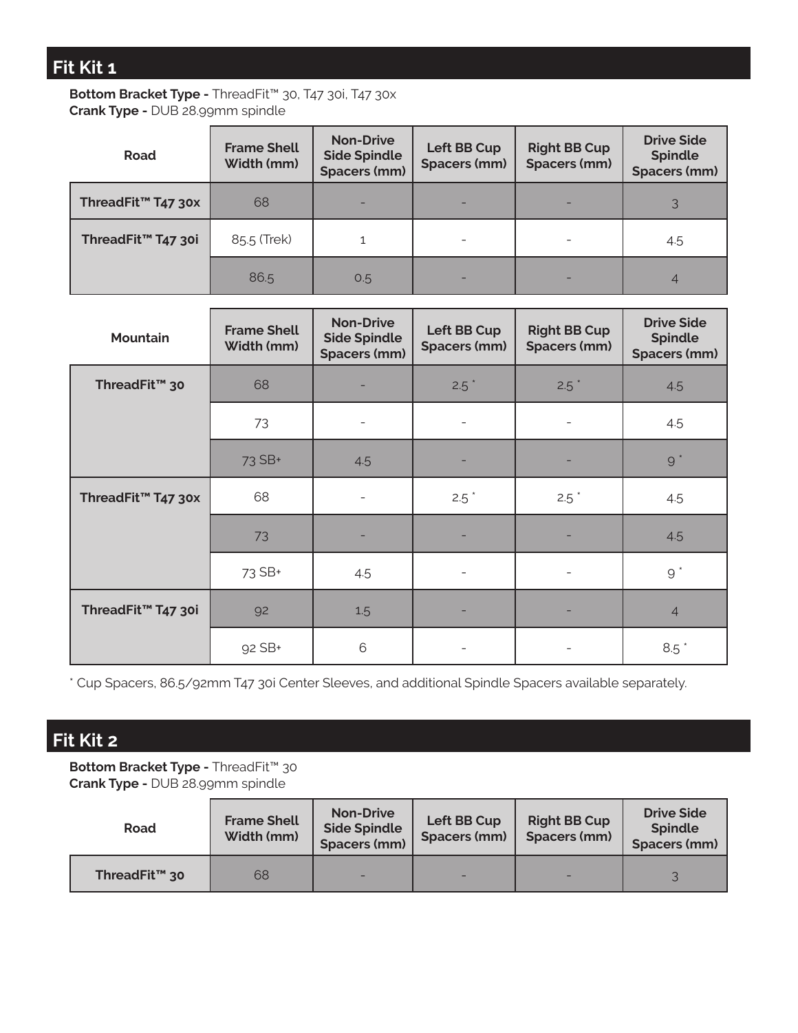## Fit Kit 1

**Bottom Bracket Type -** ThreadFit™ 30, T47 30i, T47 30x
**Crank Type -** DUB 28.99mm spindle

| Road | Frame Shell Width (mm) | Non-Drive Side Spindle Spacers (mm) | Left BB Cup Spacers (mm) | Right BB Cup Spacers (mm) | Drive Side Spindle Spacers (mm) |
|---|---|---|---|---|---|
| ThreadFit™ T47 30x | 68 | - | - | - | 3 |
| ThreadFit™ T47 30i | 85.5 (Trek) | 1 | - | - | 4.5 |
| | 86.5 | 0.5 | - | - | 4 |

| Mountain | Frame Shell Width (mm) | Non-Drive Side Spindle Spacers (mm) | Left BB Cup Spacers (mm) | Right BB Cup Spacers (mm) | Drive Side Spindle Spacers (mm) |
|---|---|---|---|---|---|
| ThreadFit™ 30 | 68 | - | 2.5 * | 2.5 * | 4.5 |
| | 73 | - | - | - | 4.5 |
| | 73 SB+ | 4.5 | - | - | 9 * |
| ThreadFit™ T47 30x | 68 | - | 2.5 * | 2.5 * | 4.5 |
| | 73 | - | - | - | 4.5 |
| | 73 SB+ | 4.5 | - | - | 9 * |
| ThreadFit™ T47 30i | 92 | 1.5 | - | - | 4 |
| | 92 SB+ | 6 | - | - | 8.5 * |

* Cup Spacers, 86.5/92mm T47 30i Center Sleeves, and additional Spindle Spacers available separately.

## Fit Kit 2

**Bottom Bracket Type -** ThreadFit™ 30
**Crank Type -** DUB 28.99mm spindle

| Road | Frame Shell Width (mm) | Non-Drive Side Spindle Spacers (mm) | Left BB Cup Spacers (mm) | Right BB Cup Spacers (mm) | Drive Side Spindle Spacers (mm) |
|---|---|---|---|---|---|
| ThreadFit™ 30 | 68 | - | - | - | 3 |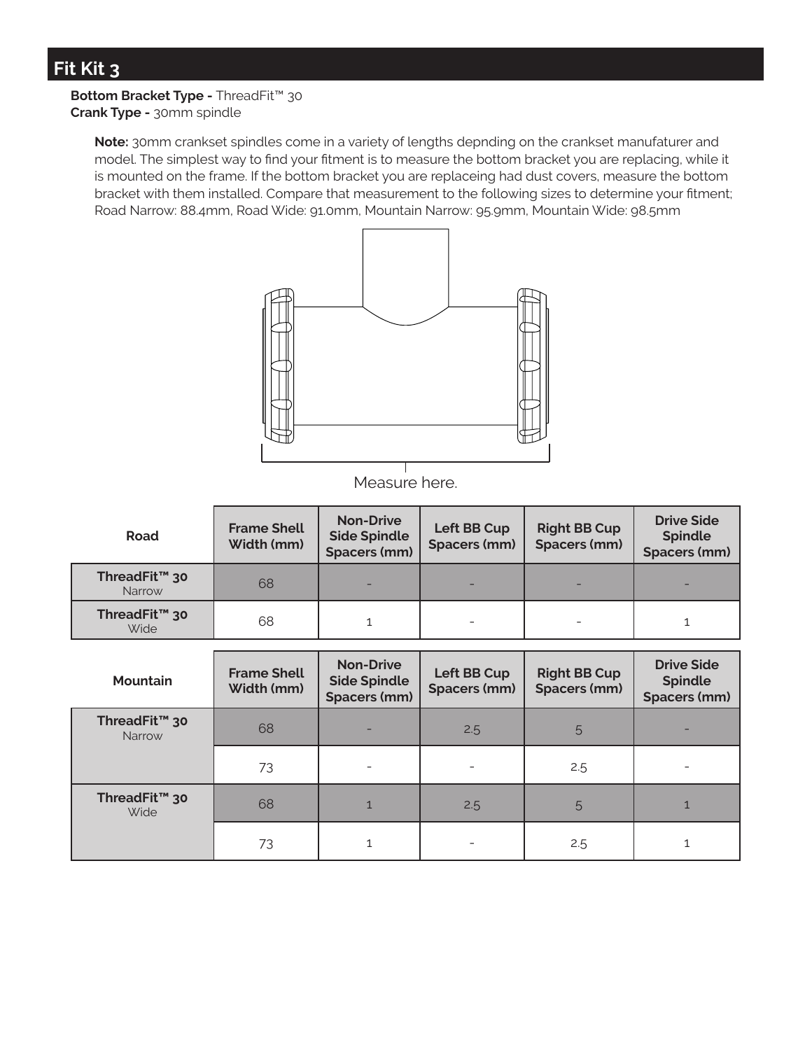# Fit Kit 3

**Bottom Bracket Type -** ThreadFit™ 30
**Crank Type -** 30mm spindle

**Note:** 30mm crankset spindles come in a variety of lengths depnding on the crankset manufaturer and model. The simplest way to find your fitment is to measure the bottom bracket you are replacing, while it is mounted on the frame. If the bottom bracket you are replaceing had dust covers, measure the bottom bracket with them installed. Compare that measurement to the following sizes to determine your fitment; Road Narrow: 88.4mm, Road Wide: 91.0mm, Mountain Narrow: 95.9mm, Mountain Wide: 98.5mm

Measure here.

| Road | Frame Shell Width (mm) | Non-Drive Side Spindle Spacers (mm) | Left BB Cup Spacers (mm) | Right BB Cup Spacers (mm) | Drive Side Spindle Spacers (mm) |
|---|---|---|---|---|---|
| **ThreadFit™ 30** Narrow | 68 | - | - | - | - |
| **ThreadFit™ 30** Wide | 68 | 1 | - | - | 1 |

| Mountain | Frame Shell Width (mm) | Non-Drive Side Spindle Spacers (mm) | Left BB Cup Spacers (mm) | Right BB Cup Spacers (mm) | Drive Side Spindle Spacers (mm) |
|---|---|---|---|---|---|
| **ThreadFit™ 30** Narrow | 68 | - | 2.5 | 5 | - |
| | 73 | - | - | 2.5 | - |
| **ThreadFit™ 30** Wide | 68 | 1 | 2.5 | 5 | 1 |
| | 73 | 1 | - | 2.5 | 1 |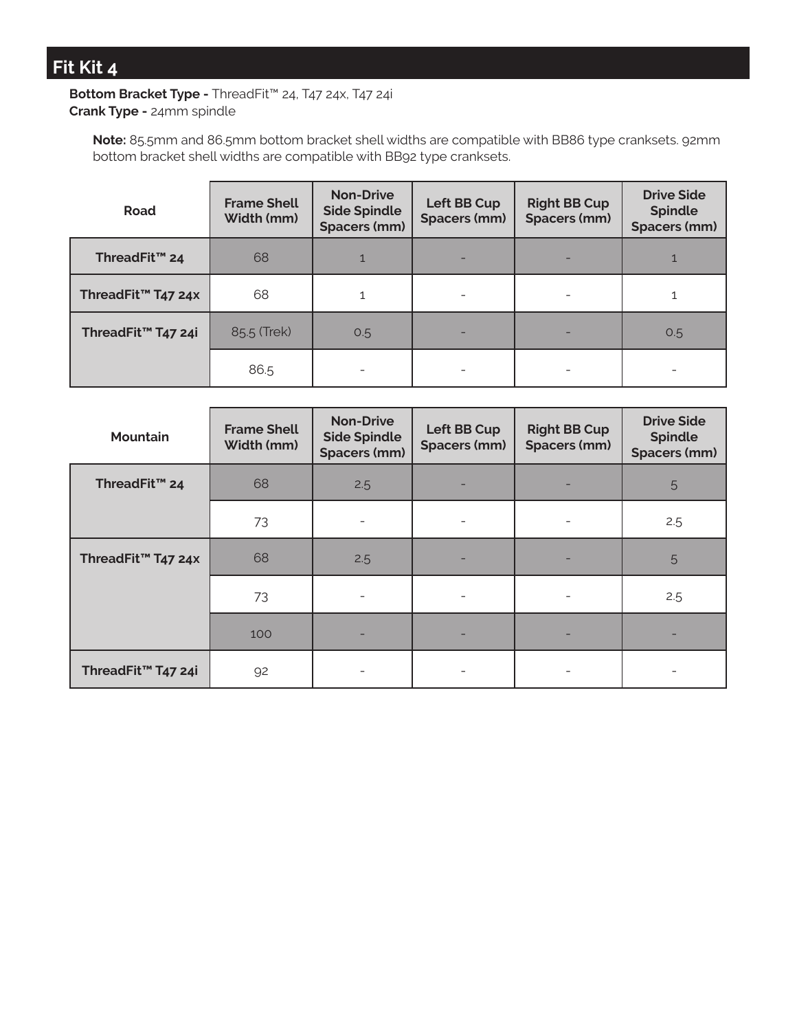# Fit Kit 4

**Bottom Bracket Type -** ThreadFit™ 24, T47 24x, T47 24i
**Crank Type -** 24mm spindle

**Note:** 85.5mm and 86.5mm bottom bracket shell widths are compatible with BB86 type cranksets. 92mm bottom bracket shell widths are compatible with BB92 type cranksets.

| Road | Frame Shell Width (mm) | Non-Drive Side Spindle Spacers (mm) | Left BB Cup Spacers (mm) | Right BB Cup Spacers (mm) | Drive Side Spindle Spacers (mm) |
|---|---|---|---|---|---|
| ThreadFit™ 24 | 68 | 1 | - | - | 1 |
| ThreadFit™ T47 24x | 68 | 1 | - | - | 1 |
| ThreadFit™ T47 24i | 85.5 (Trek) | 0.5 | - | - | 0.5 |
| | 86.5 | - | - | - | - |

| Mountain | Frame Shell Width (mm) | Non-Drive Side Spindle Spacers (mm) | Left BB Cup Spacers (mm) | Right BB Cup Spacers (mm) | Drive Side Spindle Spacers (mm) |
|---|---|---|---|---|---|
| ThreadFit™ 24 | 68 | 2.5 | - | - | 5 |
| | 73 | - | - | - | 2.5 |
| ThreadFit™ T47 24x | 68 | 2.5 | - | - | 5 |
| | 73 | - | - | - | 2.5 |
| | 100 | - | - | - | - |
| ThreadFit™ T47 24i | 92 | - | - | - | - |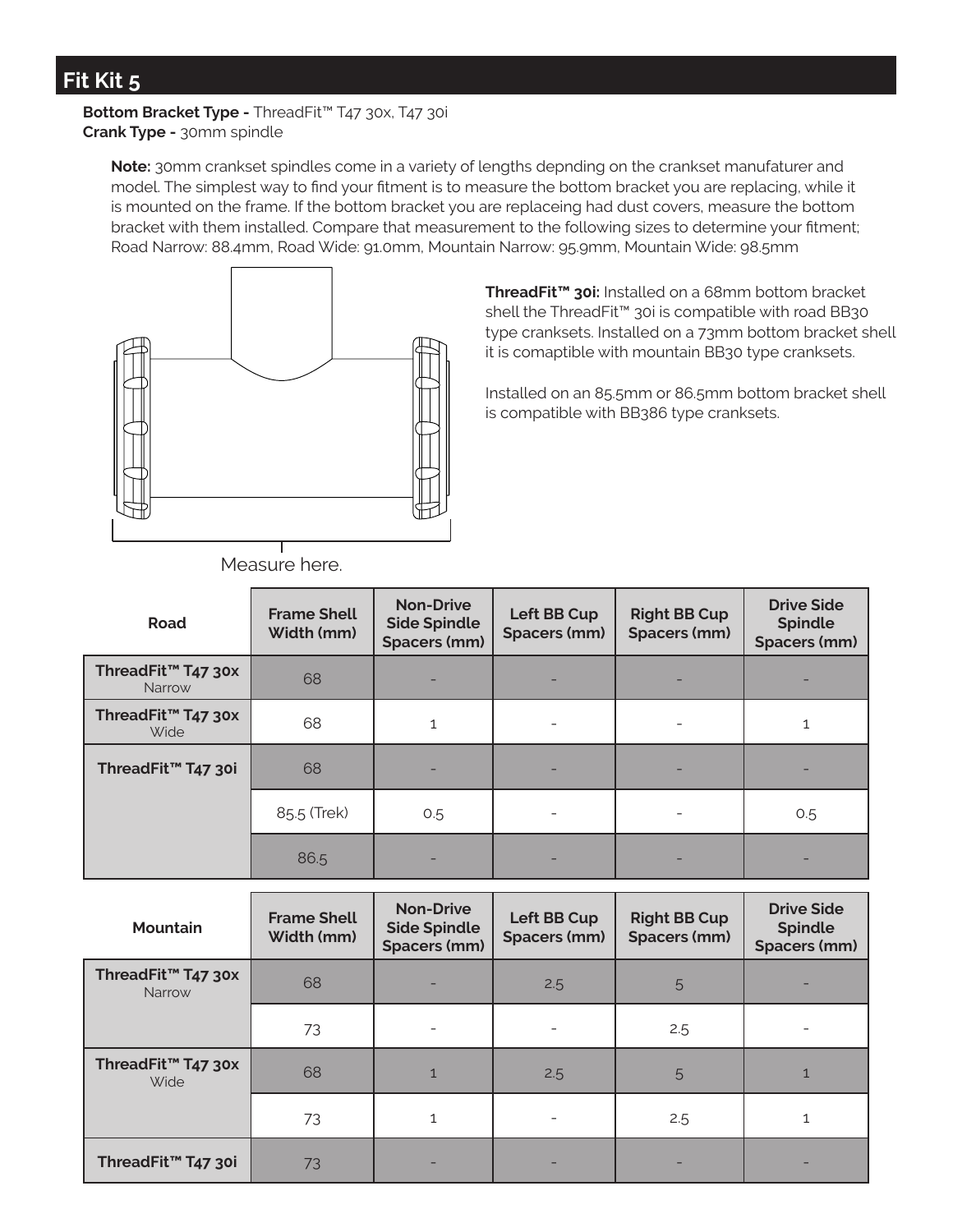## Fit Kit 5

**Bottom Bracket Type -** ThreadFit™ T47 30x, T47 30i
**Crank Type -** 30mm spindle

**Note:** 30mm crankset spindles come in a variety of lengths depnding on the crankset manufaturer and model. The simplest way to find your fitment is to measure the bottom bracket you are replacing, while it is mounted on the frame. If the bottom bracket you are replaceing had dust covers, measure the bottom bracket with them installed. Compare that measurement to the following sizes to determine your fitment; Road Narrow: 88.4mm, Road Wide: 91.0mm, Mountain Narrow: 95.9mm, Mountain Wide: 98.5mm

Measure here.

**ThreadFit™ 30i:** Installed on a 68mm bottom bracket shell the ThreadFit™ 30i is compatible with road BB30 type cranksets. Installed on a 73mm bottom bracket shell it is comaptible with mountain BB30 type cranksets.

Installed on an 85.5mm or 86.5mm bottom bracket shell is compatible with BB386 type cranksets.

| Road | Frame Shell Width (mm) | Non-Drive Side Spindle Spacers (mm) | Left BB Cup Spacers (mm) | Right BB Cup Spacers (mm) | Drive Side Spindle Spacers (mm) |
|---|---|---|---|---|---|
| ThreadFit™ T47 30x Narrow | 68 | - | - | - | - |
| ThreadFit™ T47 30x Wide | 68 | 1 | - | - | 1 |
| ThreadFit™ T47 30i | 68 | - | - | - | - |
| | 85.5 (Trek) | 0.5 | - | - | 0.5 |
| | 86.5 | - | - | - | - |

| Mountain | Frame Shell Width (mm) | Non-Drive Side Spindle Spacers (mm) | Left BB Cup Spacers (mm) | Right BB Cup Spacers (mm) | Drive Side Spindle Spacers (mm) |
|---|---|---|---|---|---|
| ThreadFit™ T47 30x Narrow | 68 | - | 2.5 | 5 | - |
| | 73 | - | - | 2.5 | - |
| ThreadFit™ T47 30x Wide | 68 | 1 | 2.5 | 5 | 1 |
| | 73 | 1 | - | 2.5 | 1 |
| ThreadFit™ T47 30i | 73 | - | - | - | - |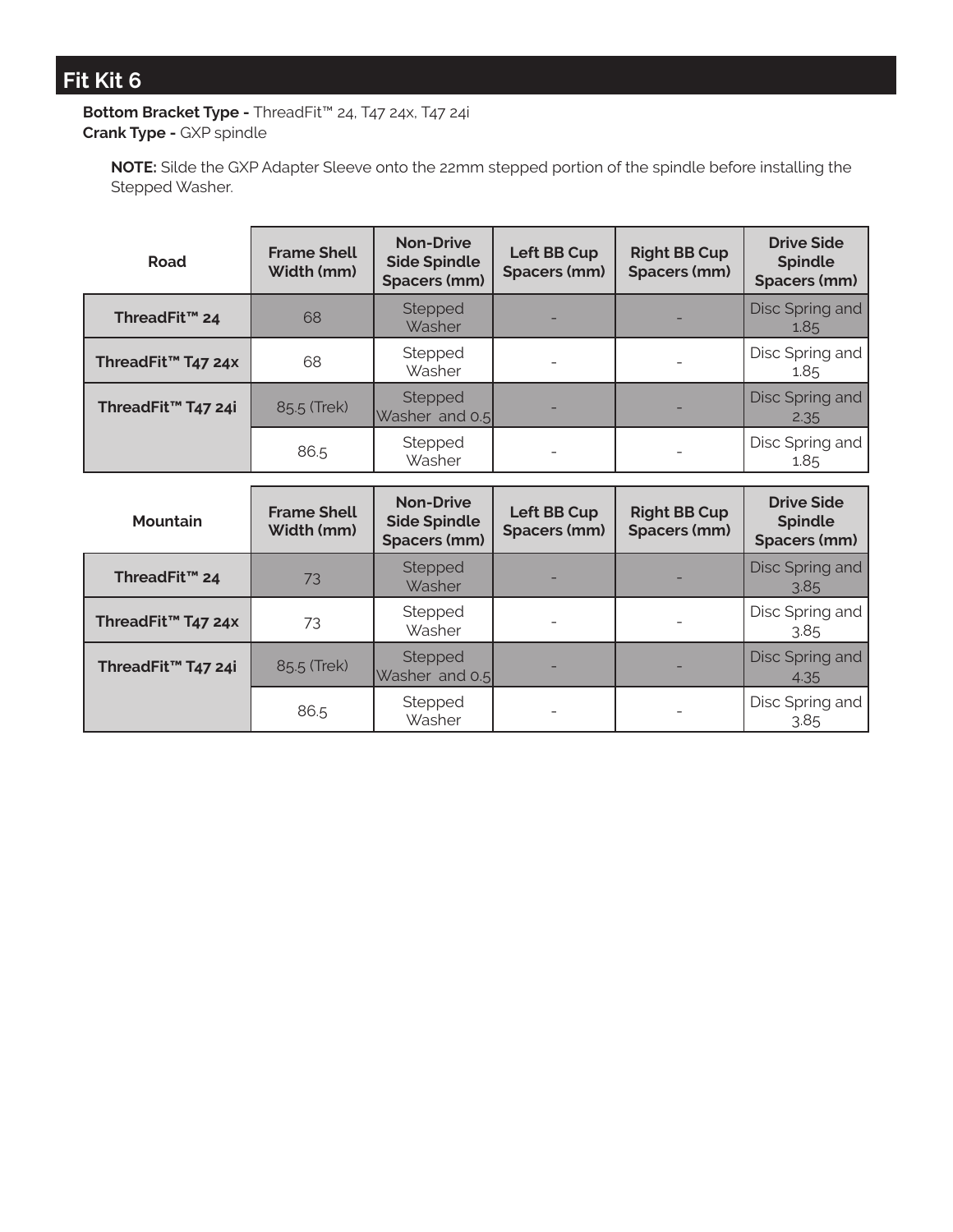# Fit Kit 6

**Bottom Bracket Type -** ThreadFit™ 24, T47 24x, T47 24i
**Crank Type -** GXP spindle

**NOTE:** Silde the GXP Adapter Sleeve onto the 22mm stepped portion of the spindle before installing the Stepped Washer.

| Road | Frame Shell Width (mm) | Non-Drive Side Spindle Spacers (mm) | Left BB Cup Spacers (mm) | Right BB Cup Spacers (mm) | Drive Side Spindle Spacers (mm) |
|---|---|---|---|---|---|
| ThreadFit™ 24 | 68 | Stepped Washer | - | - | Disc Spring and 1.85 |
| ThreadFit™ T47 24x | 68 | Stepped Washer | - | - | Disc Spring and 1.85 |
| ThreadFit™ T47 24i | 85.5 (Trek) | Stepped Washer and 0.5 | - | - | Disc Spring and 2.35 |
| | 86.5 | Stepped Washer | - | - | Disc Spring and 1.85 |

| Mountain | Frame Shell Width (mm) | Non-Drive Side Spindle Spacers (mm) | Left BB Cup Spacers (mm) | Right BB Cup Spacers (mm) | Drive Side Spindle Spacers (mm) |
|---|---|---|---|---|---|
| ThreadFit™ 24 | 73 | Stepped Washer | - | - | Disc Spring and 3.85 |
| ThreadFit™ T47 24x | 73 | Stepped Washer | - | - | Disc Spring and 3.85 |
| ThreadFit™ T47 24i | 85.5 (Trek) | Stepped Washer and 0.5 | - | - | Disc Spring and 4.35 |
| | 86.5 | Stepped Washer | - | - | Disc Spring and 3.85 |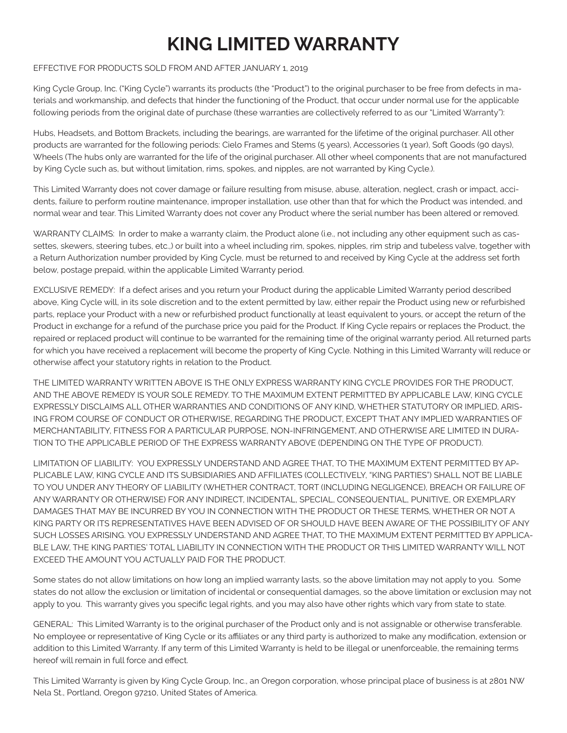# KING LIMITED WARRANTY

EFFECTIVE FOR PRODUCTS SOLD FROM AND AFTER JANUARY 1, 2019

King Cycle Group, Inc. ("King Cycle") warrants its products (the "Product") to the original purchaser to be free from defects in materials and workmanship, and defects that hinder the functioning of the Product, that occur under normal use for the applicable following periods from the original date of purchase (these warranties are collectively referred to as our "Limited Warranty"):

Hubs, Headsets, and Bottom Brackets, including the bearings, are warranted for the lifetime of the original purchaser. All other products are warranted for the following periods: Cielo Frames and Stems (5 years), Accessories (1 year), Soft Goods (90 days), Wheels (The hubs only are warranted for the life of the original purchaser. All other wheel components that are not manufactured by King Cycle such as, but without limitation, rims, spokes, and nipples, are not warranted by King Cycle.).

This Limited Warranty does not cover damage or failure resulting from misuse, abuse, alteration, neglect, crash or impact, accidents, failure to perform routine maintenance, improper installation, use other than that for which the Product was intended, and normal wear and tear. This Limited Warranty does not cover any Product where the serial number has been altered or removed.

WARRANTY CLAIMS: In order to make a warranty claim, the Product alone (i.e., not including any other equipment such as cassettes, skewers, steering tubes, etc.,) or built into a wheel including rim, spokes, nipples, rim strip and tubeless valve, together with a Return Authorization number provided by King Cycle, must be returned to and received by King Cycle at the address set forth below, postage prepaid, within the applicable Limited Warranty period.

EXCLUSIVE REMEDY: If a defect arises and you return your Product during the applicable Limited Warranty period described above, King Cycle will, in its sole discretion and to the extent permitted by law, either repair the Product using new or refurbished parts, replace your Product with a new or refurbished product functionally at least equivalent to yours, or accept the return of the Product in exchange for a refund of the purchase price you paid for the Product. If King Cycle repairs or replaces the Product, the repaired or replaced product will continue to be warranted for the remaining time of the original warranty period. All returned parts for which you have received a replacement will become the property of King Cycle. Nothing in this Limited Warranty will reduce or otherwise affect your statutory rights in relation to the Product.

THE LIMITED WARRANTY WRITTEN ABOVE IS THE ONLY EXPRESS WARRANTY KING CYCLE PROVIDES FOR THE PRODUCT, AND THE ABOVE REMEDY IS YOUR SOLE REMEDY. TO THE MAXIMUM EXTENT PERMITTED BY APPLICABLE LAW, KING CYCLE EXPRESSLY DISCLAIMS ALL OTHER WARRANTIES AND CONDITIONS OF ANY KIND, WHETHER STATUTORY OR IMPLIED, ARISING FROM COURSE OF CONDUCT OR OTHERWISE, REGARDING THE PRODUCT, EXCEPT THAT ANY IMPLIED WARRANTIES OF MERCHANTABILITY, FITNESS FOR A PARTICULAR PURPOSE, NON-INFRINGEMENT, AND OTHERWISE ARE LIMITED IN DURATION TO THE APPLICABLE PERIOD OF THE EXPRESS WARRANTY ABOVE (DEPENDING ON THE TYPE OF PRODUCT).

LIMITATION OF LIABILITY: YOU EXPRESSLY UNDERSTAND AND AGREE THAT, TO THE MAXIMUM EXTENT PERMITTED BY APPLICABLE LAW, KING CYCLE AND ITS SUBSIDIARIES AND AFFILIATES (COLLECTIVELY, "KING PARTIES") SHALL NOT BE LIABLE TO YOU UNDER ANY THEORY OF LIABILITY (WHETHER CONTRACT, TORT (INCLUDING NEGLIGENCE), BREACH OR FAILURE OF ANY WARRANTY OR OTHERWISE) FOR ANY INDIRECT, INCIDENTAL, SPECIAL, CONSEQUENTIAL, PUNITIVE, OR EXEMPLARY DAMAGES THAT MAY BE INCURRED BY YOU IN CONNECTION WITH THE PRODUCT OR THESE TERMS, WHETHER OR NOT A KING PARTY OR ITS REPRESENTATIVES HAVE BEEN ADVISED OF OR SHOULD HAVE BEEN AWARE OF THE POSSIBILITY OF ANY SUCH LOSSES ARISING. YOU EXPRESSLY UNDERSTAND AND AGREE THAT, TO THE MAXIMUM EXTENT PERMITTED BY APPLICABLE LAW, THE KING PARTIES' TOTAL LIABILITY IN CONNECTION WITH THE PRODUCT OR THIS LIMITED WARRANTY WILL NOT EXCEED THE AMOUNT YOU ACTUALLY PAID FOR THE PRODUCT.

Some states do not allow limitations on how long an implied warranty lasts, so the above limitation may not apply to you. Some states do not allow the exclusion or limitation of incidental or consequential damages, so the above limitation or exclusion may not apply to you. This warranty gives you specific legal rights, and you may also have other rights which vary from state to state.

GENERAL: This Limited Warranty is to the original purchaser of the Product only and is not assignable or otherwise transferable. No employee or representative of King Cycle or its affiliates or any third party is authorized to make any modification, extension or addition to this Limited Warranty. If any term of this Limited Warranty is held to be illegal or unenforceable, the remaining terms hereof will remain in full force and effect.

This Limited Warranty is given by King Cycle Group, Inc., an Oregon corporation, whose principal place of business is at 2801 NW Nela St., Portland, Oregon 97210, United States of America.